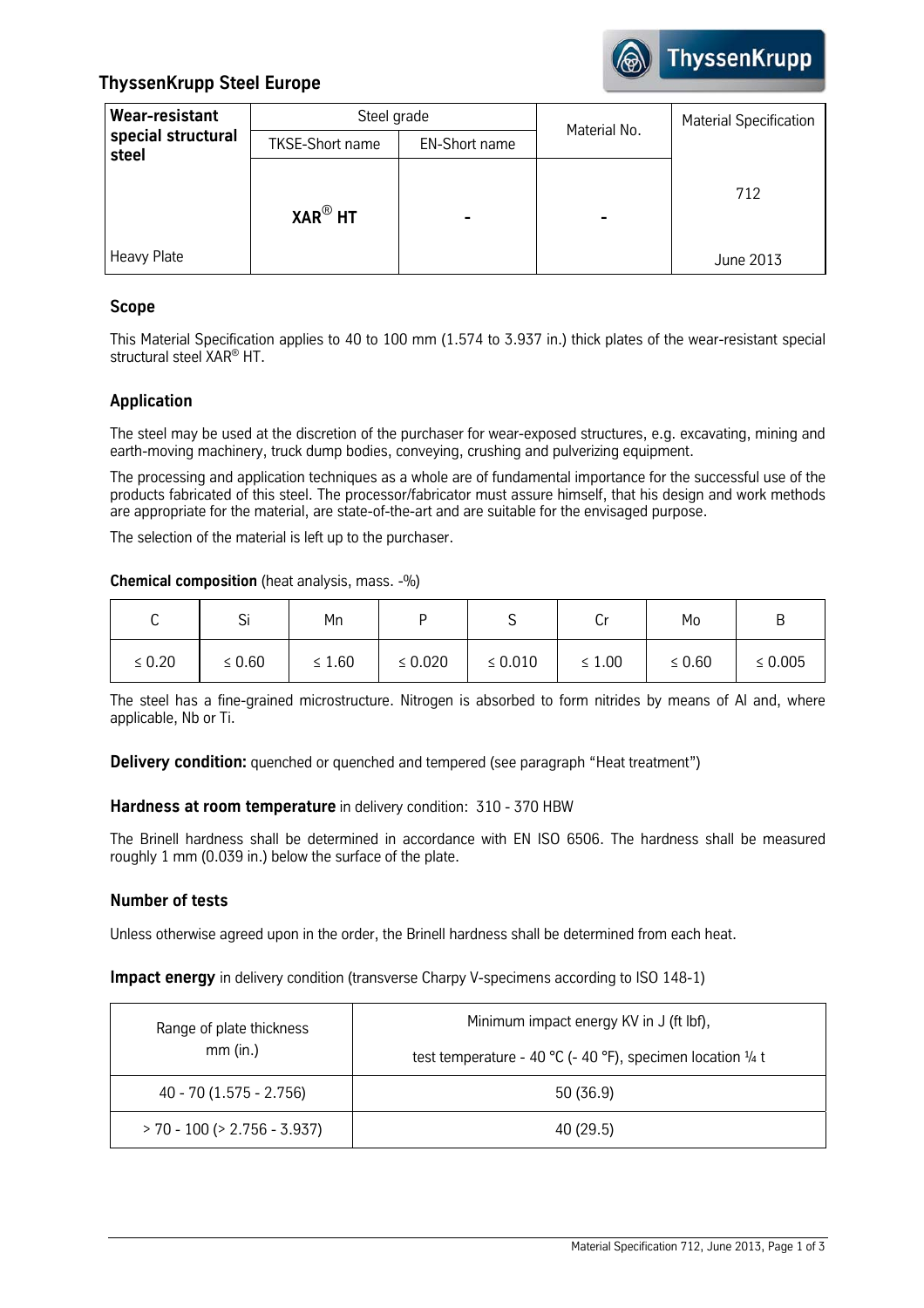**ThyssenKrupp Steel Europe**

| Wear-resistant special structural steel | Steel grade | | Material No. | Material Specification |
|---|---|---|---|---|
| | TKSE-Short name | EN-Short name | | |
| Heavy Plate | **XAR® HT** | **-** | **-** | 712<br>June 2013 |

## Scope

This Material Specification applies to 40 to 100 mm (1.574 to 3.937 in.) thick plates of the wear-resistant special structural steel XAR® HT.

## Application

The steel may be used at the discretion of the purchaser for wear-exposed structures, e.g. excavating, mining and earth-moving machinery, truck dump bodies, conveying, crushing and pulverizing equipment.

The processing and application techniques as a whole are of fundamental importance for the successful use of the products fabricated of this steel. The processor/fabricator must assure himself, that his design and work methods are appropriate for the material, are state-of-the-art and are suitable for the envisaged purpose.

The selection of the material is left up to the purchaser.

**Chemical composition** (heat analysis, mass. -%)

| C | Si | Mn | P | S | Cr | Mo | B |
|---|---|---|---|---|---|---|---|
| ≤ 0.20 | ≤ 0.60 | ≤ 1.60 | ≤ 0.020 | ≤ 0.010 | ≤ 1.00 | ≤ 0.60 | ≤ 0.005 |

The steel has a fine-grained microstructure. Nitrogen is absorbed to form nitrides by means of Al and, where applicable, Nb or Ti.

**Delivery condition:** quenched or quenched and tempered (see paragraph “Heat treatment”)

**Hardness at room temperature** in delivery condition: 310 - 370 HBW

The Brinell hardness shall be determined in accordance with EN ISO 6506. The hardness shall be measured roughly 1 mm (0.039 in.) below the surface of the plate.

## Number of tests

Unless otherwise agreed upon in the order, the Brinell hardness shall be determined from each heat.

**Impact energy** in delivery condition (transverse Charpy V-specimens according to ISO 148-1)

| Range of plate thickness mm (in.) | Minimum impact energy KV in J (ft lbf), test temperature - 40 °C (- 40 °F), specimen location ¼ t |
|---|---|
| 40 - 70 (1.575 - 2.756) | 50 (36.9) |
| > 70 - 100 (> 2.756 - 3.937) | 40 (29.5) |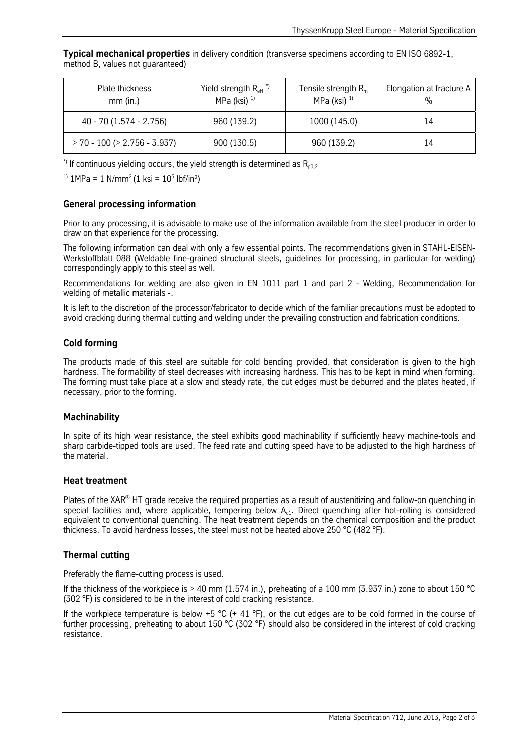**Typical mechanical properties** in delivery condition (transverse specimens according to EN ISO 6892-1, method B, values not guaranteed)

| Plate thickness mm (in.) | Yield strength $R_{eH}$ *) MPa (ksi) 1) | Tensile strength $R_m$ MPa (ksi) 1) | Elongation at fracture A % |
|---|---|---|---|
| 40 - 70 (1.574 - 2.756) | 960 (139.2) | 1000 (145.0) | 14 |
| > 70 - 100 (> 2.756 - 3.937) | 900 (130.5) | 960 (139.2) | 14 |

*) If continuous yielding occurs, the yield strength is determined as $R_{p0,2}$

1) 1MPa = 1 N/mm$^2$ (1 ksi = $10^3$ lbf/in$^2$)

## General processing information

Prior to any processing, it is advisable to make use of the information available from the steel producer in order to draw on that experience for the processing.

The following information can deal with only a few essential points. The recommendations given in STAHL-EISEN-Werkstoffblatt 088 (Weldable fine-grained structural steels, guidelines for processing, in particular for welding) correspondingly apply to this steel as well.

Recommendations for welding are also given in EN 1011 part 1 and part 2 - Welding, Recommendation for welding of metallic materials -.

It is left to the discretion of the processor/fabricator to decide which of the familiar precautions must be adopted to avoid cracking during thermal cutting and welding under the prevailing construction and fabrication conditions.

## Cold forming

The products made of this steel are suitable for cold bending provided, that consideration is given to the high hardness. The formability of steel decreases with increasing hardness. This has to be kept in mind when forming. The forming must take place at a slow and steady rate, the cut edges must be deburred and the plates heated, if necessary, prior to the forming.

## Machinability

In spite of its high wear resistance, the steel exhibits good machinability if sufficiently heavy machine-tools and sharp carbide-tipped tools are used. The feed rate and cutting speed have to be adjusted to the high hardness of the material.

## Heat treatment

Plates of the XAR® HT grade receive the required properties as a result of austenitizing and follow-on quenching in special facilities and, where applicable, tempering below $A_{c1}$. Direct quenching after hot-rolling is considered equivalent to conventional quenching. The heat treatment depends on the chemical composition and the product thickness. To avoid hardness losses, the steel must not be heated above 250 °C (482 °F).

## Thermal cutting

Preferably the flame-cutting process is used.

If the thickness of the workpiece is > 40 mm (1.574 in.), preheating of a 100 mm (3.937 in.) zone to about 150 °C (302 °F) is considered to be in the interest of cold cracking resistance.

If the workpiece temperature is below +5 °C (+ 41 °F), or the cut edges are to be cold formed in the course of further processing, preheating to about 150 °C (302 °F) should also be considered in the interest of cold cracking resistance.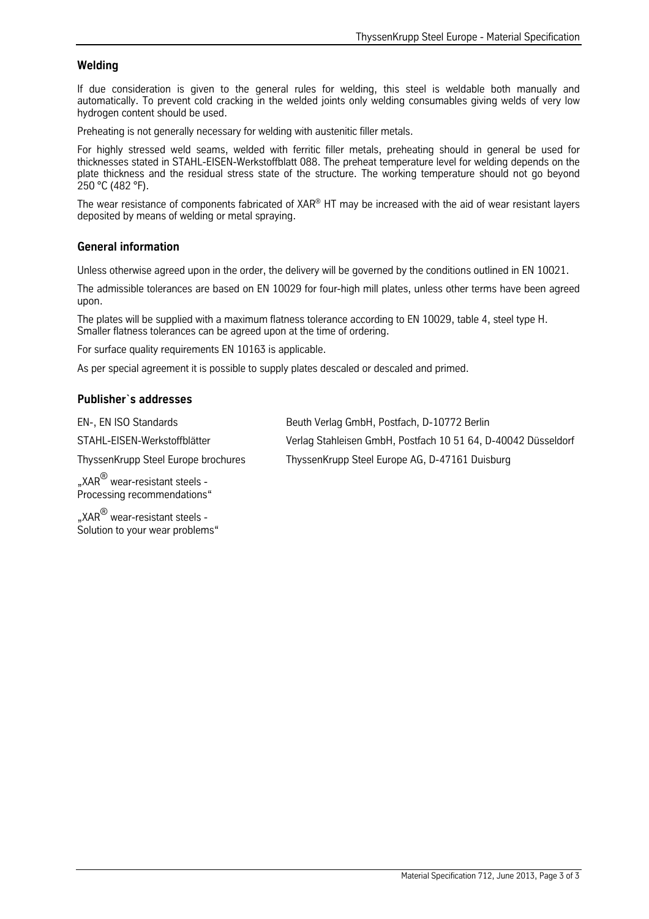## Welding

If due consideration is given to the general rules for welding, this steel is weldable both manually and automatically. To prevent cold cracking in the welded joints only welding consumables giving welds of very low hydrogen content should be used.

Preheating is not generally necessary for welding with austenitic filler metals.

For highly stressed weld seams, welded with ferritic filler metals, preheating should in general be used for thicknesses stated in STAHL-EISEN-Werkstoffblatt 088. The preheat temperature level for welding depends on the plate thickness and the residual stress state of the structure. The working temperature should not go beyond 250 °C (482 °F).

The wear resistance of components fabricated of XAR® HT may be increased with the aid of wear resistant layers deposited by means of welding or metal spraying.

## General information

Unless otherwise agreed upon in the order, the delivery will be governed by the conditions outlined in EN 10021.

The admissible tolerances are based on EN 10029 for four-high mill plates, unless other terms have been agreed upon.

The plates will be supplied with a maximum flatness tolerance according to EN 10029, table 4, steel type H. Smaller flatness tolerances can be agreed upon at the time of ordering.

For surface quality requirements EN 10163 is applicable.

As per special agreement it is possible to supply plates descaled or descaled and primed.

## Publisher`s addresses

| | |
|---|---|
| EN-, EN ISO Standards | Beuth Verlag GmbH, Postfach, D-10772 Berlin |
| STAHL-EISEN-Werkstoffblätter | Verlag Stahleisen GmbH, Postfach 10 51 64, D-40042 Düsseldorf |
| ThyssenKrupp Steel Europe brochures | ThyssenKrupp Steel Europe AG, D-47161 Duisburg |

„XAR® wear-resistant steels - Processing recommendations“

„XAR® wear-resistant steels - Solution to your wear problems“